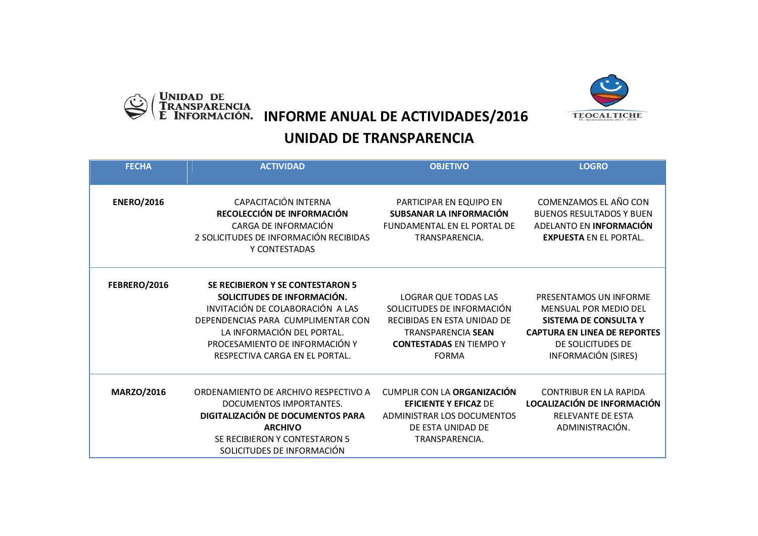# INFORME ANUAL DE ACTIVIDADES/2016

## UNIDAD DE TRANSPARENCIA

| FECHA | ACTIVIDAD | OBJETIVO | LOGRO |
|---|---|---|---|
| **ENERO/2016** | CAPACITACIÓN INTERNA<br>**RECOLECCIÓN DE INFORMACIÓN**<br>CARGA DE INFORMACIÓN<br>2 SOLICITUDES DE INFORMACIÓN RECIBIDAS Y CONTESTADAS | PARTICIPAR EN EQUIPO EN **SUBSANAR LA INFORMACIÓN** FUNDAMENTAL EN EL PORTAL DE TRANSPARENCIA. | COMENZAMOS EL AÑO CON BUENOS RESULTADOS Y BUEN ADELANTO EN **INFORMACIÓN EXPUESTA** EN EL PORTAL. |
| **FEBRERO/2016** | **SE RECIBIERON Y SE CONTESTARON 5 SOLICITUDES DE INFORMACIÓN.**<br>INVITACIÓN DE COLABORACIÓN A LAS DEPENDENCIAS PARA CUMPLIMENTAR CON LA INFORMACIÓN DEL PORTAL.<br>PROCESAMIENTO DE INFORMACIÓN Y RESPECTIVA CARGA EN EL PORTAL. | LOGRAR QUE TODAS LAS SOLICITUDES DE INFORMACIÓN RECIBIDAS EN ESTA UNIDAD DE TRANSPARENCIA **SEAN CONTESTADAS** EN TIEMPO Y FORMA | PRESENTAMOS UN INFORME MENSUAL POR MEDIO DEL **SISTEMA DE CONSULTA Y CAPTURA EN LINEA DE REPORTES** DE SOLICITUDES DE INFORMACIÓN (SIRES) |
| **MARZO/2016** | ORDENAMIENTO DE ARCHIVO RESPECTIVO A DOCUMENTOS IMPORTANTES.<br>**DIGITALIZACIÓN DE DOCUMENTOS PARA ARCHIVO**<br>SE RECIBIERON Y CONTESTARON 5 SOLICITUDES DE INFORMACIÓN | CUMPLIR CON LA **ORGANIZACIÓN EFICIENTE Y EFICAZ** DE ADMINISTRAR LOS DOCUMENTOS DE ESTA UNIDAD DE TRANSPARENCIA. | CONTRIBUR EN LA RAPIDA **LOCALIZACIÓN DE INFORMACIÓN** RELEVANTE DE ESTA ADMINISTRACIÓN. |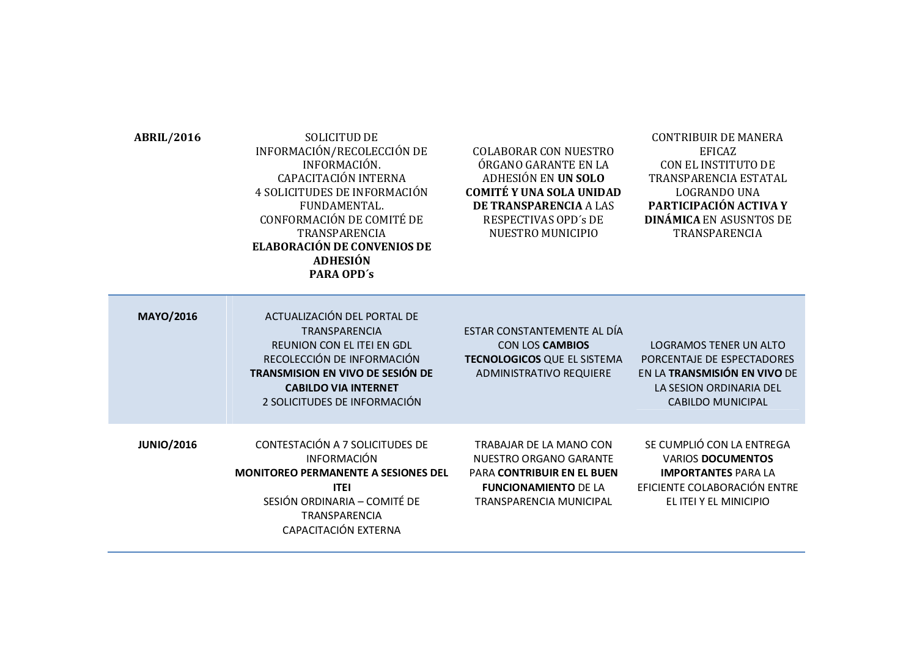| | | | |
|---|---|---|---|
| **ABRIL/2016** | SOLICITUD DE INFORMACIÓN/RECOLECCIÓN DE INFORMACIÓN.<br>CAPACITACIÓN INTERNA<br>4 SOLICITUDES DE INFORMACIÓN FUNDAMENTAL.<br>CONFORMACIÓN DE COMITÉ DE TRANSPARENCIA<br>**ELABORACIÓN DE CONVENIOS DE ADHESIÓN PARA OPD´s** | COLABORAR CON NUESTRO ÓRGANO GARANTE EN LA ADHESIÓN EN **UN SOLO COMITÉ Y UNA SOLA UNIDAD DE TRANSPARENCIA** A LAS RESPECTIVAS OPD´s DE NUESTRO MUNICIPIO | CONTRIBUIR DE MANERA EFICAZ CON EL INSTITUTO DE TRANSPARENCIA ESTATAL LOGRANDO UNA **PARTICIPACIÓN ACTIVA Y DINÁMICA** EN ASUSNTOS DE TRANSPARENCIA |
| **MAYO/2016** | ACTUALIZACIÓN DEL PORTAL DE TRANSPARENCIA<br>REUNION CON EL ITEI EN GDL<br>RECOLECCIÓN DE INFORMACIÓN<br>**TRANSMISION EN VIVO DE SESIÓN DE CABILDO VIA INTERNET**<br>2 SOLICITUDES DE INFORMACIÓN | ESTAR CONSTANTEMENTE AL DÍA CON LOS **CAMBIOS TECNOLOGICOS** QUE EL SISTEMA ADMINISTRATIVO REQUIERE | LOGRAMOS TENER UN ALTO PORCENTAJE DE ESPECTADORES EN LA **TRANSMISIÓN EN VIVO** DE LA SESION ORDINARIA DEL CABILDO MUNICIPAL |
| **JUNIO/2016** | CONTESTACIÓN A 7 SOLICITUDES DE INFORMACIÓN<br>**MONITOREO PERMANENTE A SESIONES DEL ITEI**<br>SESIÓN ORDINARIA – COMITÉ DE TRANSPARENCIA<br>CAPACITACIÓN EXTERNA | TRABAJAR DE LA MANO CON NUESTRO ORGANO GARANTE PARA **CONTRIBUIR EN EL BUEN FUNCIONAMIENTO** DE LA TRANSPARENCIA MUNICIPAL | SE CUMPLIÓ CON LA ENTREGA VARIOS **DOCUMENTOS IMPORTANTES** PARA LA EFICIENTE COLABORACIÓN ENTRE EL ITEI Y EL MINICIPIO |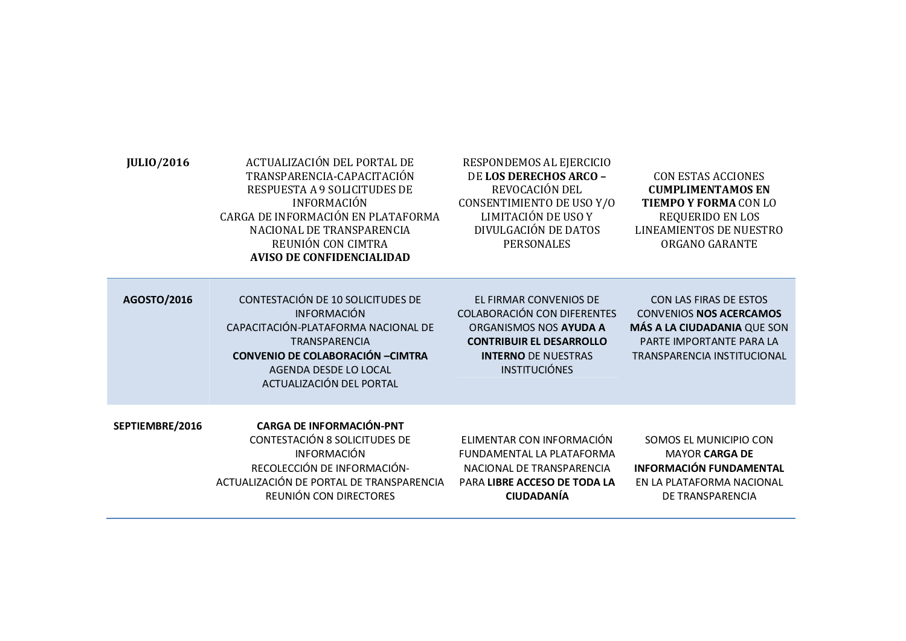| | | | |
|---|---|---|---|
| **JULIO/2016** | ACTUALIZACIÓN DEL PORTAL DE TRANSPARENCIA-CAPACITACIÓN<br>RESPUESTA A 9 SOLICITUDES DE INFORMACIÓN<br>CARGA DE INFORMACIÓN EN PLATAFORMA NACIONAL DE TRANSPARENCIA<br>REUNIÓN CON CIMTRA<br>**AVISO DE CONFIDENCIALIDAD** | RESPONDEMOS AL EJERCICIO DE **LOS DERECHOS ARCO –** REVOCACIÓN DEL CONSENTIMIENTO DE USO Y/O LIMITACIÓN DE USO Y DIVULGACIÓN DE DATOS PERSONALES | CON ESTAS ACCIONES **CUMPLIMENTAMOS EN TIEMPO Y FORMA** CON LO REQUERIDO EN LOS LINEAMIENTOS DE NUESTRO ORGANO GARANTE |
| **AGOSTO/2016** | CONTESTACIÓN DE 10 SOLICITUDES DE INFORMACIÓN<br>CAPACITACIÓN-PLATAFORMA NACIONAL DE TRANSPARENCIA<br>**CONVENIO DE COLABORACIÓN –CIMTRA**<br>AGENDA DESDE LO LOCAL<br>ACTUALIZACIÓN DEL PORTAL | EL FIRMAR CONVENIOS DE COLABORACIÓN CON DIFERENTES ORGANISMOS NOS **AYUDA A CONTRIBUIR EL DESARROLLO INTERNO** DE NUESTRAS INSTITUCIÓNES | CON LAS FIRAS DE ESTOS CONVENIOS **NOS ACERCAMOS MÁS A LA CIUDADANIA** QUE SON PARTE IMPORTANTE PARA LA TRANSPARENCIA INSTITUCIONAL |
| **SEPTIEMBRE/2016** | **CARGA DE INFORMACIÓN-PNT**<br>CONTESTACIÓN 8 SOLICITUDES DE INFORMACIÓN<br>RECOLECCIÓN DE INFORMACIÓN-ACTUALIZACIÓN DE PORTAL DE TRANSPARENCIA<br>REUNIÓN CON DIRECTORES | ELIMENTAR CON INFORMACIÓN FUNDAMENTAL LA PLATAFORMA NACIONAL DE TRANSPARENCIA PARA **LIBRE ACCESO DE TODA LA CIUDADANÍA** | SOMOS EL MUNICIPIO CON MAYOR **CARGA DE INFORMACIÓN FUNDAMENTAL** EN LA PLATAFORMA NACIONAL DE TRANSPARENCIA |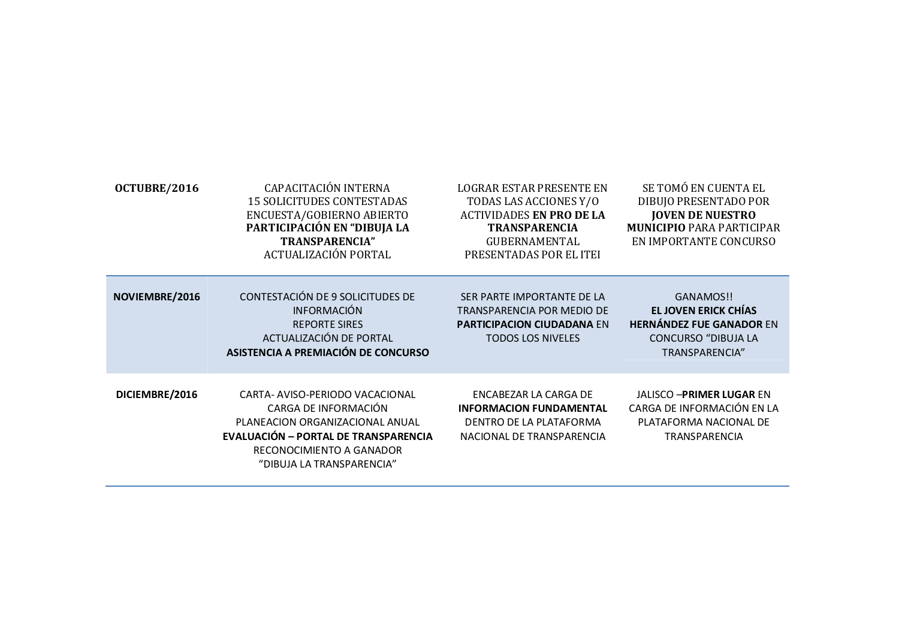| | | | |
|---|---|---|---|
| **OCTUBRE/2016** | CAPACITACIÓN INTERNA<br>15 SOLICITUDES CONTESTADAS<br>ENCUESTA/GOBIERNO ABIERTO<br>**PARTICIPACIÓN EN "DIBUJA LA TRANSPARENCIA"**<br>ACTUALIZACIÓN PORTAL | LOGRAR ESTAR PRESENTE EN TODAS LAS ACCIONES Y/O ACTIVIDADES **EN PRO DE LA TRANSPARENCIA** GUBERNAMENTAL PRESENTADAS POR EL ITEI | SE TOMÓ EN CUENTA EL DIBUJO PRESENTADO POR **JOVEN DE NUESTRO MUNICIPIO** PARA PARTICIPAR EN IMPORTANTE CONCURSO |
| **NOVIEMBRE/2016** | CONTESTACIÓN DE 9 SOLICITUDES DE INFORMACIÓN<br>REPORTE SIRES<br>ACTUALIZACIÓN DE PORTAL<br>**ASISTENCIA A PREMIACIÓN DE CONCURSO** | SER PARTE IMPORTANTE DE LA TRANSPARENCIA POR MEDIO DE **PARTICIPACION CIUDADANA** EN TODOS LOS NIVELES | GANAMOS!!<br>**EL JOVEN ERICK CHÍAS HERNÁNDEZ FUE GANADOR** EN CONCURSO "DIBUJA LA TRANSPARENCIA" |
| **DICIEMBRE/2016** | CARTA- AVISO-PERIODO VACACIONAL<br>CARGA DE INFORMACIÓN<br>PLANEACION ORGANIZACIONAL ANUAL<br>**EVALUACIÓN – PORTAL DE TRANSPARENCIA**<br>RECONOCIMIENTO A GANADOR "DIBUJA LA TRANSPARENCIA" | ENCABEZAR LA CARGA DE **INFORMACION FUNDAMENTAL** DENTRO DE LA PLATAFORMA NACIONAL DE TRANSPARENCIA | JALISCO –**PRIMER LUGAR** EN CARGA DE INFORMACIÓN EN LA PLATAFORMA NACIONAL DE TRANSPARENCIA |